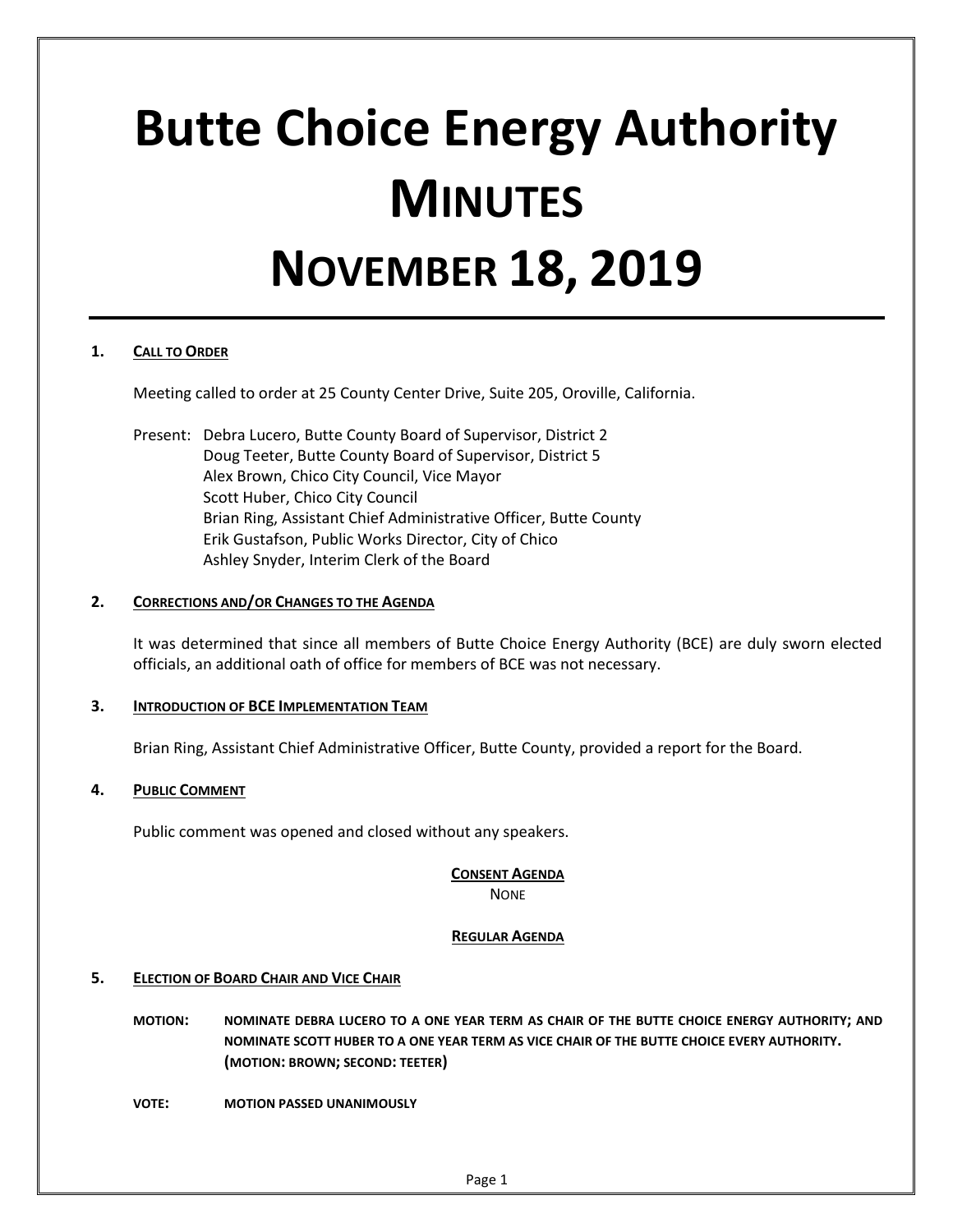# Butte Choice Energy Authority
# MINUTES
# NOVEMBER 18, 2019

**1. CALL TO ORDER**

Meeting called to order at 25 County Center Drive, Suite 205, Oroville, California.

Present: Debra Lucero, Butte County Board of Supervisor, District 2
Doug Teeter, Butte County Board of Supervisor, District 5
Alex Brown, Chico City Council, Vice Mayor
Scott Huber, Chico City Council
Brian Ring, Assistant Chief Administrative Officer, Butte County
Erik Gustafson, Public Works Director, City of Chico
Ashley Snyder, Interim Clerk of the Board

**2. CORRECTIONS AND/OR CHANGES TO THE AGENDA**

It was determined that since all members of Butte Choice Energy Authority (BCE) are duly sworn elected officials, an additional oath of office for members of BCE was not necessary.

**3. INTRODUCTION OF BCE IMPLEMENTATION TEAM**

Brian Ring, Assistant Chief Administrative Officer, Butte County, provided a report for the Board.

**4. PUBLIC COMMENT**

Public comment was opened and closed without any speakers.

**CONSENT AGENDA**

NONE

**REGULAR AGENDA**

**5. ELECTION OF BOARD CHAIR AND VICE CHAIR**

**MOTION:** **NOMINATE DEBRA LUCERO TO A ONE YEAR TERM AS CHAIR OF THE BUTTE CHOICE ENERGY AUTHORITY; AND NOMINATE SCOTT HUBER TO A ONE YEAR TERM AS VICE CHAIR OF THE BUTTE CHOICE EVERY AUTHORITY. (MOTION: BROWN; SECOND: TEETER)**

**VOTE:** **MOTION PASSED UNANIMOUSLY**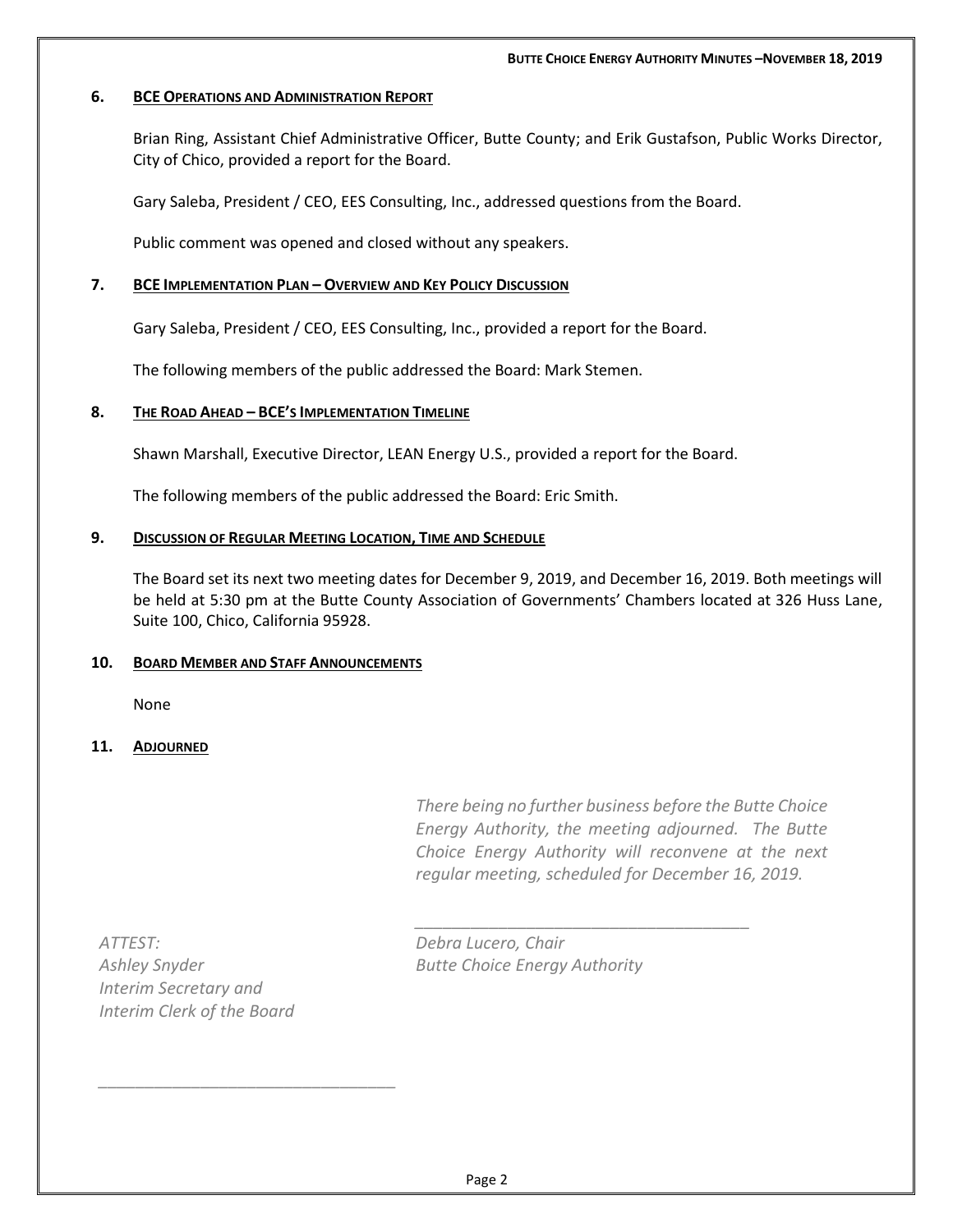## 6. BCE OPERATIONS AND ADMINISTRATION REPORT

Brian Ring, Assistant Chief Administrative Officer, Butte County; and Erik Gustafson, Public Works Director, City of Chico, provided a report for the Board.

Gary Saleba, President / CEO, EES Consulting, Inc., addressed questions from the Board.

Public comment was opened and closed without any speakers.

## 7. BCE IMPLEMENTATION PLAN – OVERVIEW AND KEY POLICY DISCUSSION

Gary Saleba, President / CEO, EES Consulting, Inc., provided a report for the Board.

The following members of the public addressed the Board: Mark Stemen.

## 8. THE ROAD AHEAD – BCE'S IMPLEMENTATION TIMELINE

Shawn Marshall, Executive Director, LEAN Energy U.S., provided a report for the Board.

The following members of the public addressed the Board: Eric Smith.

## 9. DISCUSSION OF REGULAR MEETING LOCATION, TIME AND SCHEDULE

The Board set its next two meeting dates for December 9, 2019, and December 16, 2019. Both meetings will be held at 5:30 pm at the Butte County Association of Governments' Chambers located at 326 Huss Lane, Suite 100, Chico, California 95928.

## 10. BOARD MEMBER AND STAFF ANNOUNCEMENTS

None

## 11. ADJOURNED

*There being no further business before the Butte Choice Energy Authority, the meeting adjourned. The Butte Choice Energy Authority will reconvene at the next regular meeting, scheduled for December 16, 2019.*

_____________________________________

*Debra Lucero, Chair*
*Butte Choice Energy Authority*

*ATTEST:*
*Ashley Snyder*
*Interim Secretary and*
*Interim Clerk of the Board*

_____________________________________